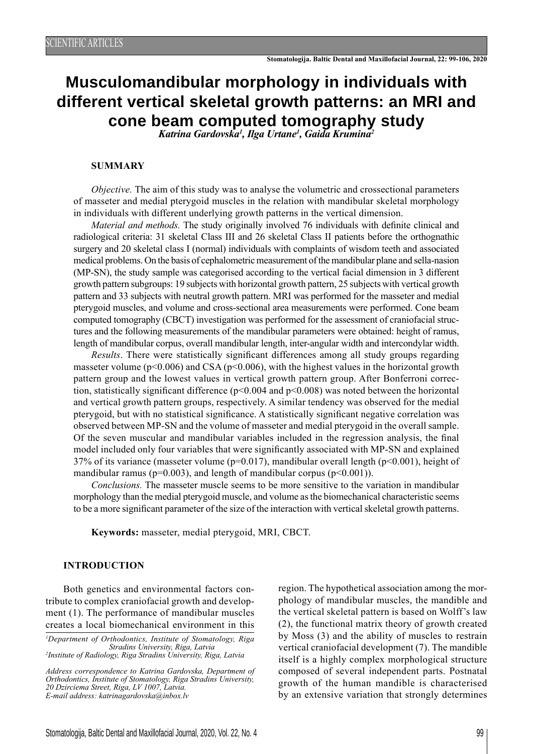# Musculomandibular morphology in individuals with different vertical skeletal growth patterns: an MRI and cone beam computed tomography study

*Katrina Gardovska[1], Ilga Urtane[1], Gaida Krumina[2]*

## SUMMARY

*Objective.* The aim of this study was to analyse the volumetric and crossectional parameters of masseter and medial pterygoid muscles in the relation with mandibular skeletal morphology in individuals with different underlying growth patterns in the vertical dimension.

*Material and methods.* The study originally involved 76 individuals with definite clinical and radiological criteria: 31 skeletal Class III and 26 skeletal Class II patients before the orthognathic surgery and 20 skeletal class I (normal) individuals with complaints of wisdom teeth and associated medical problems. On the basis of cephalometric measurement of the mandibular plane and sella-nasion (MP-SN), the study sample was categorised according to the vertical facial dimension in 3 different growth pattern subgroups: 19 subjects with horizontal growth pattern, 25 subjects with vertical growth pattern and 33 subjects with neutral growth pattern. MRI was performed for the masseter and medial pterygoid muscles, and volume and cross-sectional area measurements were performed. Cone beam computed tomography (CBCT) investigation was performed for the assessment of craniofacial structures and the following measurements of the mandibular parameters were obtained: height of ramus, length of mandibular corpus, overall mandibular length, inter-angular width and intercondylar width.

*Results*. There were statistically significant differences among all study groups regarding masseter volume ($p<0.006$) and CSA ($p<0.006$), with the highest values in the horizontal growth pattern group and the lowest values in vertical growth pattern group. After Bonferroni correction, statistically significant difference ($p<0.004$ and $p<0.008$) was noted between the horizontal and vertical growth pattern groups, respectively. A similar tendency was observed for the medial pterygoid, but with no statistical significance. A statistically significant negative correlation was observed between MP-SN and the volume of masseter and medial pterygoid in the overall sample. Of the seven muscular and mandibular variables included in the regression analysis, the final model included only four variables that were significantly associated with MP-SN and explained 37% of its variance (masseter volume ($p=0.017$), mandibular overall length ($p<0.001$), height of mandibular ramus ($p=0.003$), and length of mandibular corpus ($p<0.001$)).

*Conclusions.* The masseter muscle seems to be more sensitive to the variation in mandibular morphology than the medial pterygoid muscle, and volume as the biomechanical characteristic seems to be a more significant parameter of the size of the interaction with vertical skeletal growth patterns.

**Keywords:** masseter, medial pterygoid, MRI, CBCT.

## INTRODUCTION

Both genetics and environmental factors contribute to complex craniofacial growth and development (1). The performance of mandibular muscles creates a local biomechanical environment in this region. The hypothetical association among the morphology of mandibular muscles, the mandible and the vertical skeletal pattern is based on Wolff's law (2), the functional matrix theory of growth created by Moss (3) and the ability of muscles to restrain vertical craniofacial development (7). The mandible itself is a highly complex morphological structure composed of several independent parts. Postnatal growth of the human mandible is characterised by an extensive variation that strongly determines

---

[1] *Department of Orthodontics, Institute of Stomatology, Riga Stradins University, Riga, Latvia*
[2] *Institute of Radiology, Riga Stradins University, Riga, Latvia*

*Address correspondence to Katrina Gardovska, Department of Orthodontics, Institute of Stomatology, Riga Stradins University, 20 Dzirciema Street, Riga, LV 1007, Latvia.*
*E-mail address: katrinagardovska@inbox.lv*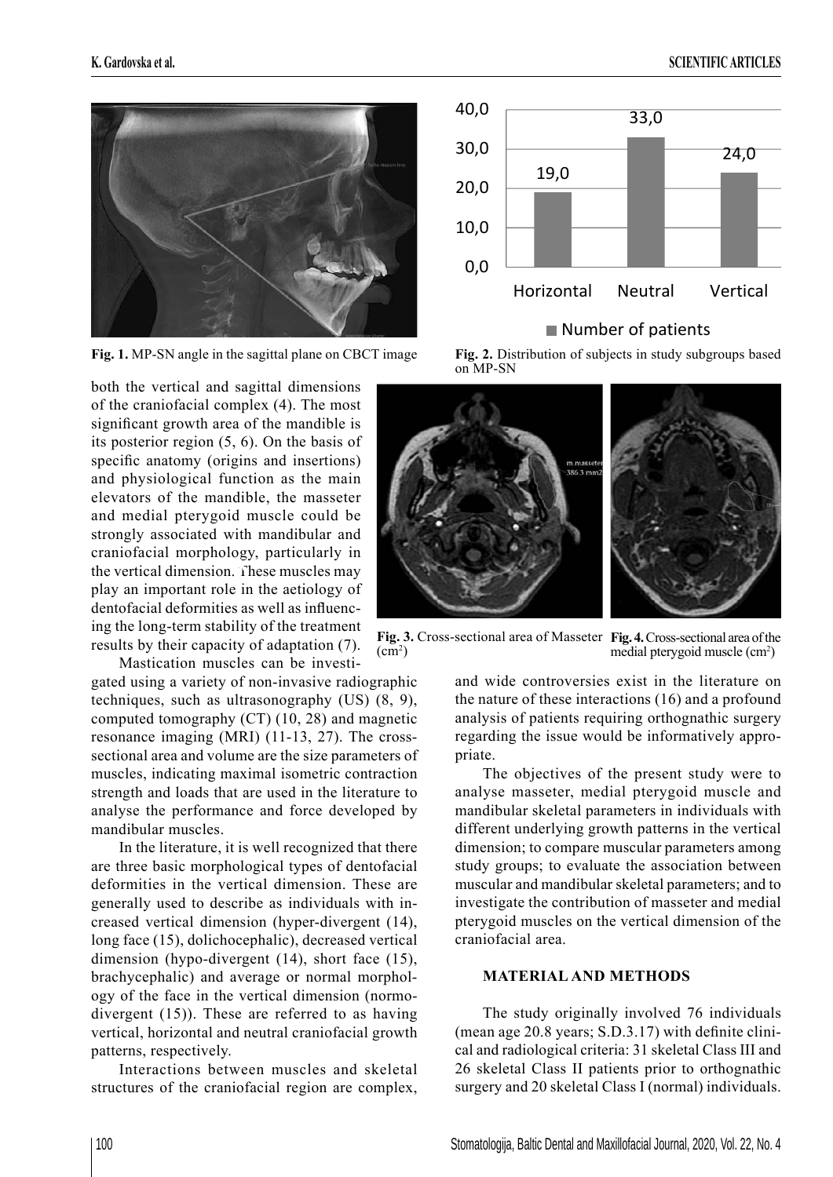Fig. 1. MP-SN angle in the sagittal plane on CBCT image

Fig. 2. Distribution of subjects in study subgroups based on MP-SN

both the vertical and sagittal dimensions of the craniofacial complex (4). The most significant growth area of the mandible is its posterior region (5, 6). On the basis of specific anatomy (origins and insertions) and physiological function as the main elevators of the mandible, the masseter and medial pterygoid muscle could be strongly associated with mandibular and craniofacial morphology, particularly in the vertical dimension. These muscles may play an important role in the aetiology of dentofacial deformities as well as influencing the long-term stability of the treatment results by their capacity of adaptation (7).

Fig. 3. Cross-sectional area of Masseter (cm$^2$)

Fig. 4. Cross-sectional area of the medial pterygoid muscle (cm$^2$)

Mastication muscles can be investigated using a variety of non-invasive radiographic techniques, such as ultrasonography (US) (8, 9), computed tomography (CT) (10, 28) and magnetic resonance imaging (MRI) (11-13, 27). The cross-sectional area and volume are the size parameters of muscles, indicating maximal isometric contraction strength and loads that are used in the literature to analyse the performance and force developed by mandibular muscles.

In the literature, it is well recognized that there are three basic morphological types of dentofacial deformities in the vertical dimension. These are generally used to describe as individuals with increased vertical dimension (hyper-divergent (14), long face (15), dolichocephalic), decreased vertical dimension (hypo-divergent (14), short face (15), brachycephalic) and average or normal morphology of the face in the vertical dimension (normo-divergent (15)). These are referred to as having vertical, horizontal and neutral craniofacial growth patterns, respectively.

Interactions between muscles and skeletal structures of the craniofacial region are complex, and wide controversies exist in the literature on the nature of these interactions (16) and a profound analysis of patients requiring orthognathic surgery regarding the issue would be informatively appropriate.

The objectives of the present study were to analyse masseter, medial pterygoid muscle and mandibular skeletal parameters in individuals with different underlying growth patterns in the vertical dimension; to compare muscular parameters among study groups; to evaluate the association between muscular and mandibular skeletal parameters; and to investigate the contribution of masseter and medial pterygoid muscles on the vertical dimension of the craniofacial area.

## MATERIAL AND METHODS

The study originally involved 76 individuals (mean age 20.8 years; S.D.3.17) with definite clinical and radiological criteria: 31 skeletal Class III and 26 skeletal Class II patients prior to orthognathic surgery and 20 skeletal Class I (normal) individuals.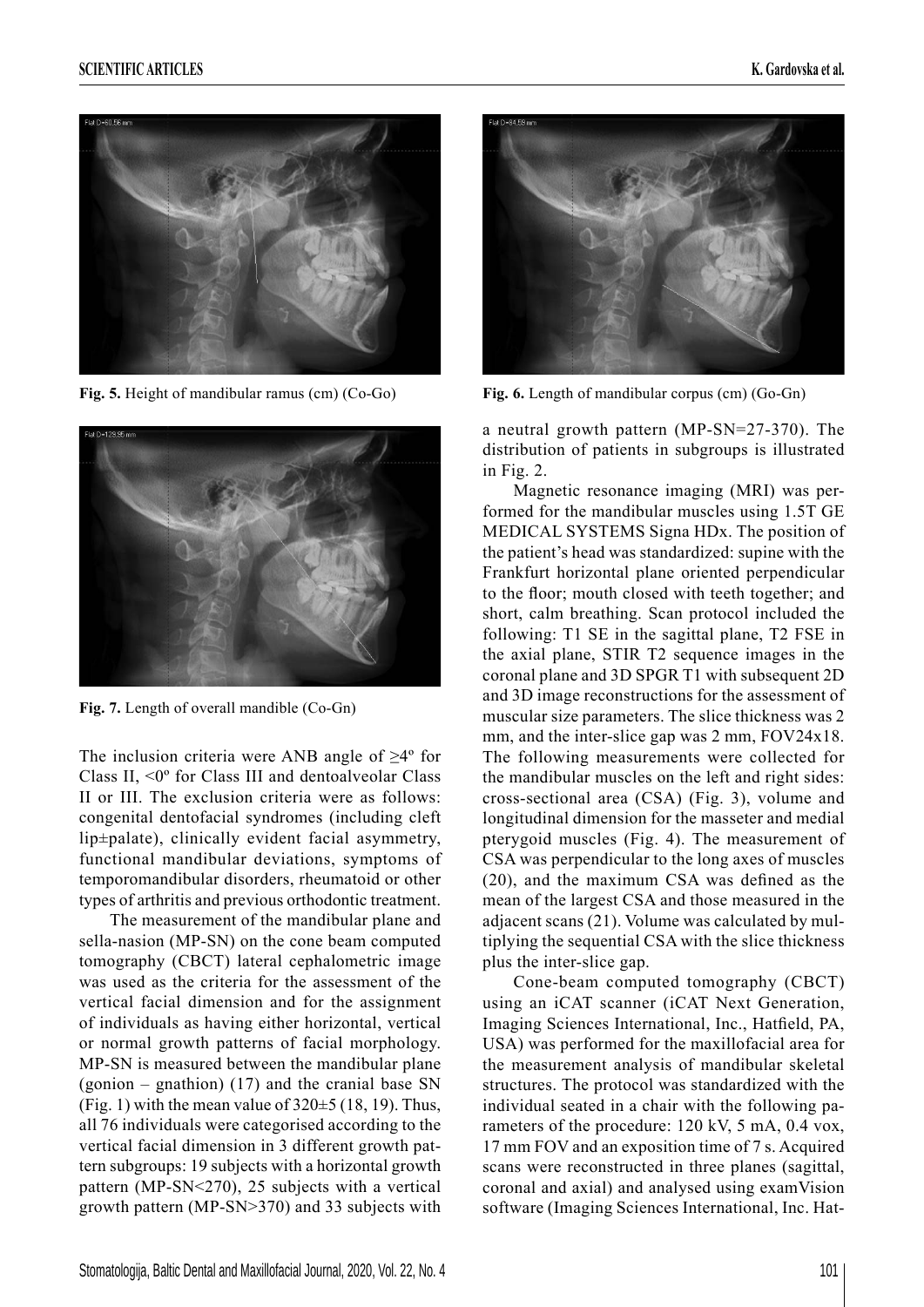Fig. 5. Height of mandibular ramus (cm) (Co-Go)

Fig. 6. Length of mandibular corpus (cm) (Go-Gn)

Fig. 7. Length of overall mandible (Co-Gn)

The inclusion criteria were ANB angle of ≥4º for Class II, <0º for Class III and dentoalveolar Class II or III. The exclusion criteria were as follows: congenital dentofacial syndromes (including cleft lip±palate), clinically evident facial asymmetry, functional mandibular deviations, symptoms of temporomandibular disorders, rheumatoid or other types of arthritis and previous orthodontic treatment.

The measurement of the mandibular plane and sella-nasion (MP-SN) on the cone beam computed tomography (CBCT) lateral cephalometric image was used as the criteria for the assessment of the vertical facial dimension and for the assignment of individuals as having either horizontal, vertical or normal growth patterns of facial morphology. MP-SN is measured between the mandibular plane (gonion – gnathion) (17) and the cranial base SN (Fig. 1) with the mean value of 320±5 (18, 19). Thus, all 76 individuals were categorised according to the vertical facial dimension in 3 different growth pattern subgroups: 19 subjects with a horizontal growth pattern (MP-SN<270), 25 subjects with a vertical growth pattern (MP-SN>370) and 33 subjects with a neutral growth pattern (MP-SN=27-370). The distribution of patients in subgroups is illustrated in Fig. 2.

Magnetic resonance imaging (MRI) was performed for the mandibular muscles using 1.5T GE MEDICAL SYSTEMS Signa HDx. The position of the patient's head was standardized: supine with the Frankfurt horizontal plane oriented perpendicular to the floor; mouth closed with teeth together; and short, calm breathing. Scan protocol included the following: T1 SE in the sagittal plane, T2 FSE in the axial plane, STIR T2 sequence images in the coronal plane and 3D SPGR T1 with subsequent 2D and 3D image reconstructions for the assessment of muscular size parameters. The slice thickness was 2 mm, and the inter-slice gap was 2 mm, FOV24x18. The following measurements were collected for the mandibular muscles on the left and right sides: cross-sectional area (CSA) (Fig. 3), volume and longitudinal dimension for the masseter and medial pterygoid muscles (Fig. 4). The measurement of CSA was perpendicular to the long axes of muscles (20), and the maximum CSA was defined as the mean of the largest CSA and those measured in the adjacent scans (21). Volume was calculated by multiplying the sequential CSA with the slice thickness plus the inter-slice gap.

Cone-beam computed tomography (CBCT) using an iCAT scanner (iCAT Next Generation, Imaging Sciences International, Inc., Hatfield, PA, USA) was performed for the maxillofacial area for the measurement analysis of mandibular skeletal structures. The protocol was standardized with the individual seated in a chair with the following parameters of the procedure: 120 kV, 5 mA, 0.4 vox, 17 mm FOV and an exposition time of 7 s. Acquired scans were reconstructed in three planes (sagittal, coronal and axial) and analysed using examVision software (Imaging Sciences International, Inc. Hat-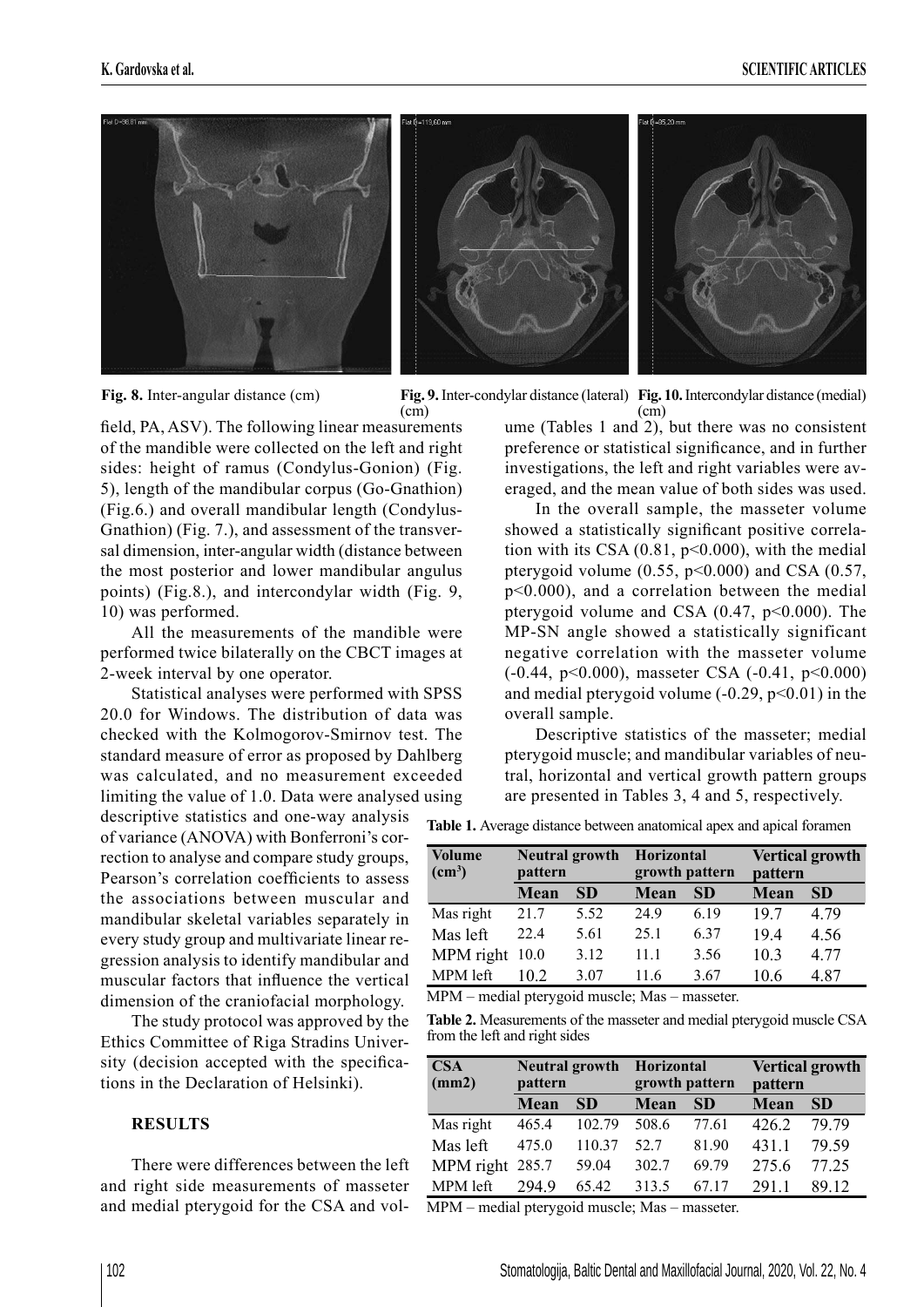Fig. 8. Inter-angular distance (cm)

Fig. 9. Inter-condylar distance (lateral) (cm)

Fig. 10. Intercondylar distance (medial) (cm)

field, PA, ASV). The following linear measurements of the mandible were collected on the left and right sides: height of ramus (Condylus-Gonion) (Fig. 5), length of the mandibular corpus (Go-Gnathion) (Fig.6.) and overall mandibular length (Condylus-Gnathion) (Fig. 7.), and assessment of the transversal dimension, inter-angular width (distance between the most posterior and lower mandibular angulus points) (Fig.8.), and intercondylar width (Fig. 9, 10) was performed.

All the measurements of the mandible were performed twice bilaterally on the CBCT images at 2-week interval by one operator.

Statistical analyses were performed with SPSS 20.0 for Windows. The distribution of data was checked with the Kolmogorov-Smirnov test. The standard measure of error as proposed by Dahlberg was calculated, and no measurement exceeded limiting the value of 1.0. Data were analysed using descriptive statistics and one-way analysis of variance (ANOVA) with Bonferroni's correction to analyse and compare study groups, Pearson's correlation coefficients to assess the associations between muscular and mandibular skeletal variables separately in every study group and multivariate linear regression analysis to identify mandibular and muscular factors that influence the vertical dimension of the craniofacial morphology.

The study protocol was approved by the Ethics Committee of Riga Stradins University (decision accepted with the specifications in the Declaration of Helsinki).

## RESULTS

There were differences between the left and right side measurements of masseter and medial pterygoid for the CSA and volume (Tables 1 and 2), but there was no consistent preference or statistical significance, and in further investigations, the left and right variables were averaged, and the mean value of both sides was used.

In the overall sample, the masseter volume showed a statistically significant positive correlation with its CSA (0.81, $p<0.000$), with the medial pterygoid volume (0.55, $p<0.000$) and CSA (0.57, $p<0.000$), and a correlation between the medial pterygoid volume and CSA (0.47, $p<0.000$). The MP-SN angle showed a statistically significant negative correlation with the masseter volume (-0.44, $p<0.000$), masseter CSA (-0.41, $p<0.000$) and medial pterygoid volume (-0.29, $p<0.01$) in the overall sample.

Descriptive statistics of the masseter; medial pterygoid muscle; and mandibular variables of neutral, horizontal and vertical growth pattern groups are presented in Tables 3, 4 and 5, respectively.

**Table 1.** Average distance between anatomical apex and apical foramen

| Volume ($cm^3$) | Neutral growth pattern | | Horizontal growth pattern | | Vertical growth pattern | |
|---|---|---|---|---|---|---|
| | **Mean** | **SD** | **Mean** | **SD** | **Mean** | **SD** |
| Mas right | 21.7 | 5.52 | 24.9 | 6.19 | 19.7 | 4.79 |
| Mas left | 22.4 | 5.61 | 25.1 | 6.37 | 19.4 | 4.56 |
| MPM right | 10.0 | 3.12 | 11.1 | 3.56 | 10.3 | 4.77 |
| MPM left | 10.2 | 3.07 | 11.6 | 3.67 | 10.6 | 4.87 |

MPM – medial pterygoid muscle; Mas – masseter.

**Table 2.** Measurements of the masseter and medial pterygoid muscle CSA from the left and right sides

| CSA (mm2) | Neutral growth pattern | | Horizontal growth pattern | | Vertical growth pattern | |
|---|---|---|---|---|---|---|
| | **Mean** | **SD** | **Mean** | **SD** | **Mean** | **SD** |
| Mas right | 465.4 | 102.79 | 508.6 | 77.61 | 426.2 | 79.79 |
| Mas left | 475.0 | 110.37 | 52.7 | 81.90 | 431.1 | 79.59 |
| MPM right | 285.7 | 59.04 | 302.7 | 69.79 | 275.6 | 77.25 |
| MPM left | 294.9 | 65.42 | 313.5 | 67.17 | 291.1 | 89.12 |

MPM – medial pterygoid muscle; Mas – masseter.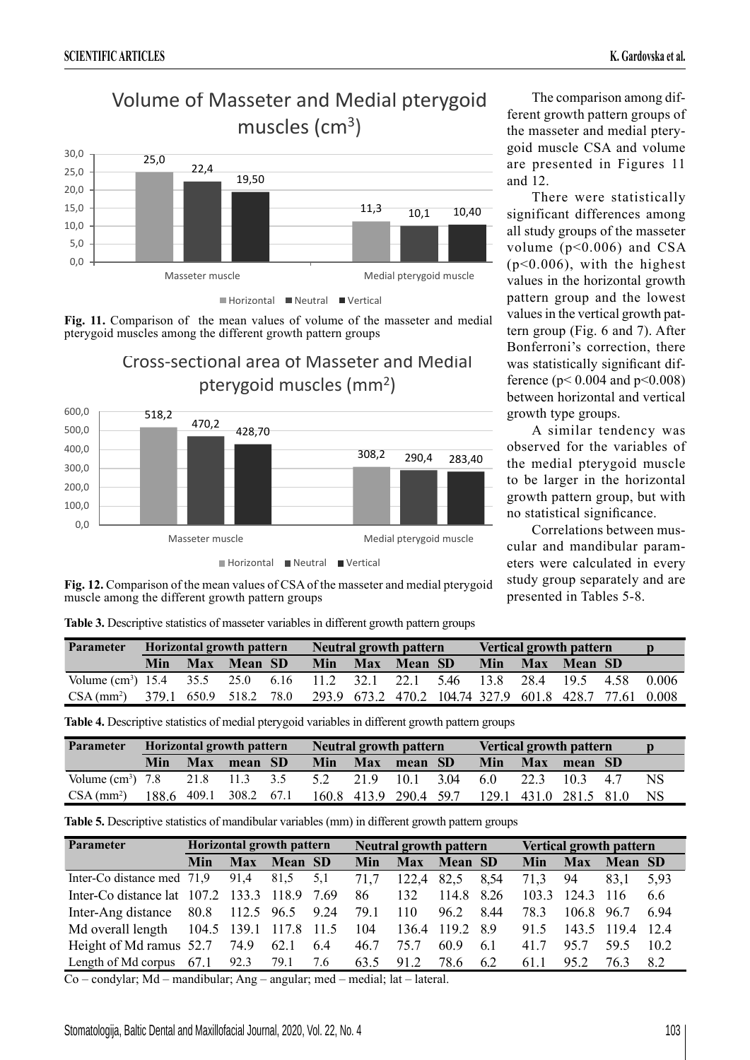Fig. 11. Comparison of the mean values of volume of the masseter and medial pterygoid muscles among the different growth pattern groups

Fig. 12. Comparison of the mean values of CSA of the masseter and medial pterygoid muscle among the different growth pattern groups

The comparison among different growth pattern groups of the masseter and medial pterygoid muscle CSA and volume are presented in Figures 11 and 12.

There were statistically significant differences among all study groups of the masseter volume ($p<0.006$) and CSA ($p<0.006$), with the highest values in the horizontal growth pattern group and the lowest values in the vertical growth pattern group (Fig. 6 and 7). After Bonferroni's correction, there was statistically significant difference ($p< 0.004$ and $p<0.008$) between horizontal and vertical growth type groups.

A similar tendency was observed for the variables of the medial pterygoid muscle to be larger in the horizontal growth pattern group, but with no statistical significance.

Correlations between muscular and mandibular parameters were calculated in every study group separately and are presented in Tables 5-8.

**Table 3.** Descriptive statistics of masseter variables in different growth pattern groups

| Parameter | Horizontal growth pattern | | | | Neutral growth pattern | | | | Vertical growth pattern | | | | p |
|---|---|---|---|---|---|---|---|---|---|---|---|---|---|
| | Min | Max | Mean | SD | Min | Max | Mean | SD | Min | Max | Mean | SD | |
| Volume (cm$^3$) | 15.4 | 35.5 | 25.0 | 6.16 | 11.2 | 32.1 | 22.1 | 5.46 | 13.8 | 28.4 | 19.5 | 4.58 | 0.006 |
| CSA (mm$^2$) | 379.1 | 650.9 | 518.2 | 78.0 | 293.9 | 673.2 | 470.2 | 104.74 | 327.9 | 601.8 | 428.7 | 77.61 | 0.008 |

**Table 4.** Descriptive statistics of medial pterygoid variables in different growth pattern groups

| Parameter | Horizontal growth pattern | | | | Neutral growth pattern | | | | Vertical growth pattern | | | | p |
|---|---|---|---|---|---|---|---|---|---|---|---|---|---|
| | Min | Max | mean | SD | Min | Max | mean | SD | Min | Max | mean | SD | |
| Volume (cm$^3$) | 7.8 | 21.8 | 11.3 | 3.5 | 5.2 | 21.9 | 10.1 | 3.04 | 6.0 | 22.3 | 10.3 | 4.7 | NS |
| CSA (mm$^2$) | 188.6 | 409.1 | 308.2 | 67.1 | 160.8 | 413.9 | 290.4 | 59.7 | 129.1 | 431.0 | 281.5 | 81.0 | NS |

**Table 5.** Descriptive statistics of mandibular variables (mm) in different growth pattern groups

| Parameter | Horizontal growth pattern | | | | Neutral growth pattern | | | | Vertical growth pattern | | | |
|---|---|---|---|---|---|---|---|---|---|---|---|---|
| | Min | Max | Mean | SD | Min | Max | Mean | SD | Min | Max | Mean | SD |
| Inter-Co distance med | 71,9 | 91,4 | 81,5 | 5,1 | 71,7 | 122,4 | 82,5 | 8,54 | 71,3 | 94 | 83,1 | 5,93 |
| Inter-Co distance lat | 107.2 | 133.3 | 118.9 | 7.69 | 86 | 132 | 114.8 | 8.26 | 103.3 | 124.3 | 116 | 6.6 |
| Inter-Ang distance | 80.8 | 112.5 | 96.5 | 9.24 | 79.1 | 110 | 96.2 | 8.44 | 78.3 | 106.8 | 96.7 | 6.94 |
| Md overall length | 104.5 | 139.1 | 117.8 | 11.5 | 104 | 136.4 | 119.2 | 8.9 | 91.5 | 143.5 | 119.4 | 12.4 |
| Height of Md ramus | 52.7 | 74.9 | 62.1 | 6.4 | 46.7 | 75.7 | 60.9 | 6.1 | 41.7 | 95.7 | 59.5 | 10.2 |
| Length of Md corpus | 67.1 | 92.3 | 79.1 | 7.6 | 63.5 | 91.2 | 78.6 | 6.2 | 61.1 | 95.2 | 76.3 | 8.2 |

Co – condylar; Md – mandibular; Ang – angular; med – medial; lat – lateral.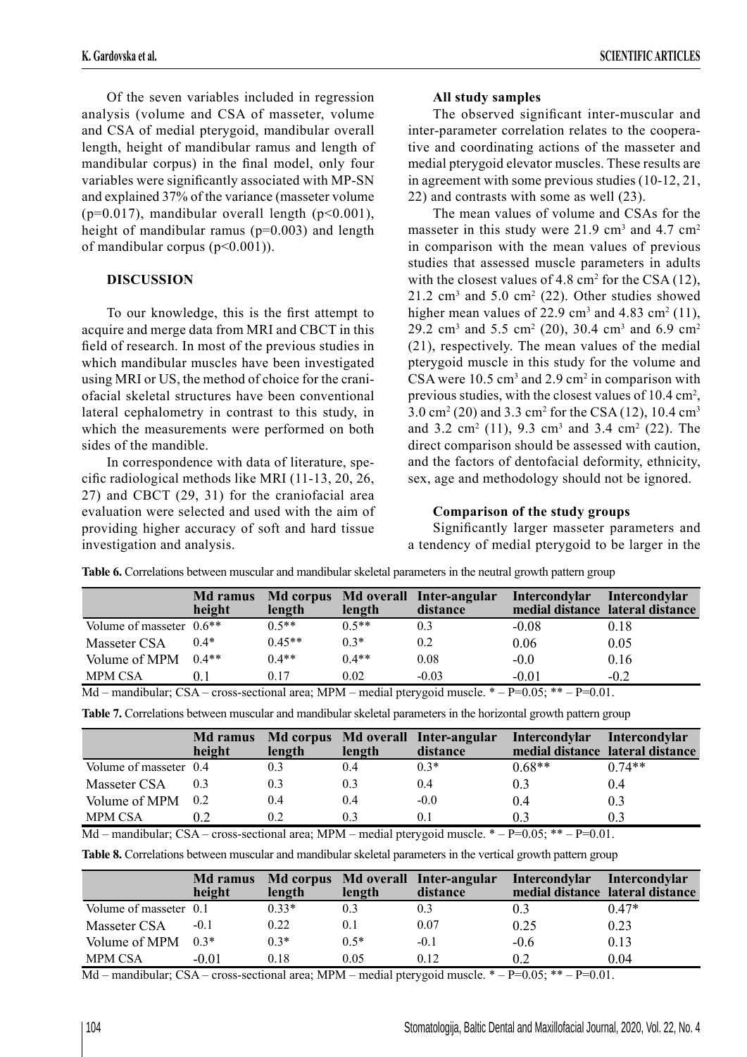Of the seven variables included in regression analysis (volume and CSA of masseter, volume and CSA of medial pterygoid, mandibular overall length, height of mandibular ramus and length of mandibular corpus) in the final model, only four variables were significantly associated with MP-SN and explained 37% of the variance (masseter volume ($p=0.017$), mandibular overall length ($p<0.001$), height of mandibular ramus ($p=0.003$) and length of mandibular corpus ($p<0.001$)).

## DISCUSSION

To our knowledge, this is the first attempt to acquire and merge data from MRI and CBCT in this field of research. In most of the previous studies in which mandibular muscles have been investigated using MRI or US, the method of choice for the craniofacial skeletal structures have been conventional lateral cephalometry in contrast to this study, in which the measurements were performed on both sides of the mandible.

In correspondence with data of literature, specific radiological methods like MRI (11-13, 20, 26, 27) and CBCT (29, 31) for the craniofacial area evaluation were selected and used with the aim of providing higher accuracy of soft and hard tissue investigation and analysis.

### All study samples

The observed significant inter-muscular and inter-parameter correlation relates to the cooperative and coordinating actions of the masseter and medial pterygoid elevator muscles. These results are in agreement with some previous studies (10-12, 21, 22) and contrasts with some as well (23).

The mean values of volume and CSAs for the masseter in this study were 21.9 $cm^3$ and 4.7 $cm^2$ in comparison with the mean values of previous studies that assessed muscle parameters in adults with the closest values of 4.8 $cm^2$ for the CSA (12), 21.2 $cm^3$ and 5.0 $cm^2$ (22). Other studies showed higher mean values of 22.9 $cm^3$ and 4.83 $cm^2$ (11), 29.2 $cm^3$ and 5.5 $cm^2$ (20), 30.4 $cm^3$ and 6.9 $cm^2$ (21), respectively. The mean values of the medial pterygoid muscle in this study for the volume and CSA were 10.5 $cm^3$ and 2.9 $cm^2$ in comparison with previous studies, with the closest values of 10.4 $cm^2$, 3.0 $cm^2$ (20) and 3.3 $cm^2$ for the CSA (12), 10.4 $cm^3$ and 3.2 $cm^2$ (11), 9.3 $cm^3$ and 3.4 $cm^2$ (22). The direct comparison should be assessed with caution, and the factors of dentofacial deformity, ethnicity, sex, age and methodology should not be ignored.

### Comparison of the study groups

Significantly larger masseter parameters and a tendency of medial pterygoid to be larger in the

**Table 6.** Correlations between muscular and mandibular skeletal parameters in the neutral growth pattern group

| | Md ramus height | Md corpus length | Md overall length | Inter-angular distance | Intercondylar medial distance | Intercondylar lateral distance |
|---|---|---|---|---|---|---|
| Volume of masseter | 0.6** | 0.5** | 0.5** | 0.3 | -0.08 | 0.18 |
| Masseter CSA | 0.4* | 0.45** | 0.3* | 0.2 | 0.06 | 0.05 |
| Volume of MPM | 0.4** | 0.4** | 0.4** | 0.08 | -0.0 | 0.16 |
| MPM CSA | 0.1 | 0.17 | 0.02 | -0.03 | -0.01 | -0.2 |

Md – mandibular; CSA – cross-sectional area; MPM – medial pterygoid muscle. * – P=0.05; ** – P=0.01.

**Table 7.** Correlations between muscular and mandibular skeletal parameters in the horizontal growth pattern group

| | Md ramus height | Md corpus length | Md overall length | Inter-angular distance | Intercondylar medial distance | Intercondylar lateral distance |
|---|---|---|---|---|---|---|
| Volume of masseter | 0.4 | 0.3 | 0.4 | 0.3* | 0.68** | 0.74** |
| Masseter CSA | 0.3 | 0.3 | 0.3 | 0.4 | 0.3 | 0.4 |
| Volume of MPM | 0.2 | 0.4 | 0.4 | -0.0 | 0.4 | 0.3 |
| MPM CSA | 0.2 | 0.2 | 0.3 | 0.1 | 0.3 | 0.3 |

Md – mandibular; CSA – cross-sectional area; MPM – medial pterygoid muscle. * – P=0.05; ** – P=0.01.

**Table 8.** Correlations between muscular and mandibular skeletal parameters in the vertical growth pattern group

| | Md ramus height | Md corpus length | Md overall length | Inter-angular distance | Intercondylar medial distance | Intercondylar lateral distance |
|---|---|---|---|---|---|---|
| Volume of masseter | 0.1 | 0.33* | 0.3 | 0.3 | 0.3 | 0.47* |
| Masseter CSA | -0.1 | 0.22 | 0.1 | 0.07 | 0.25 | 0.23 |
| Volume of MPM | 0.3* | 0.3* | 0.5* | -0.1 | -0.6 | 0.13 |
| MPM CSA | -0.01 | 0.18 | 0.05 | 0.12 | 0.2 | 0.04 |

Md – mandibular; CSA – cross-sectional area; MPM – medial pterygoid muscle. * – P=0.05; ** – P=0.01.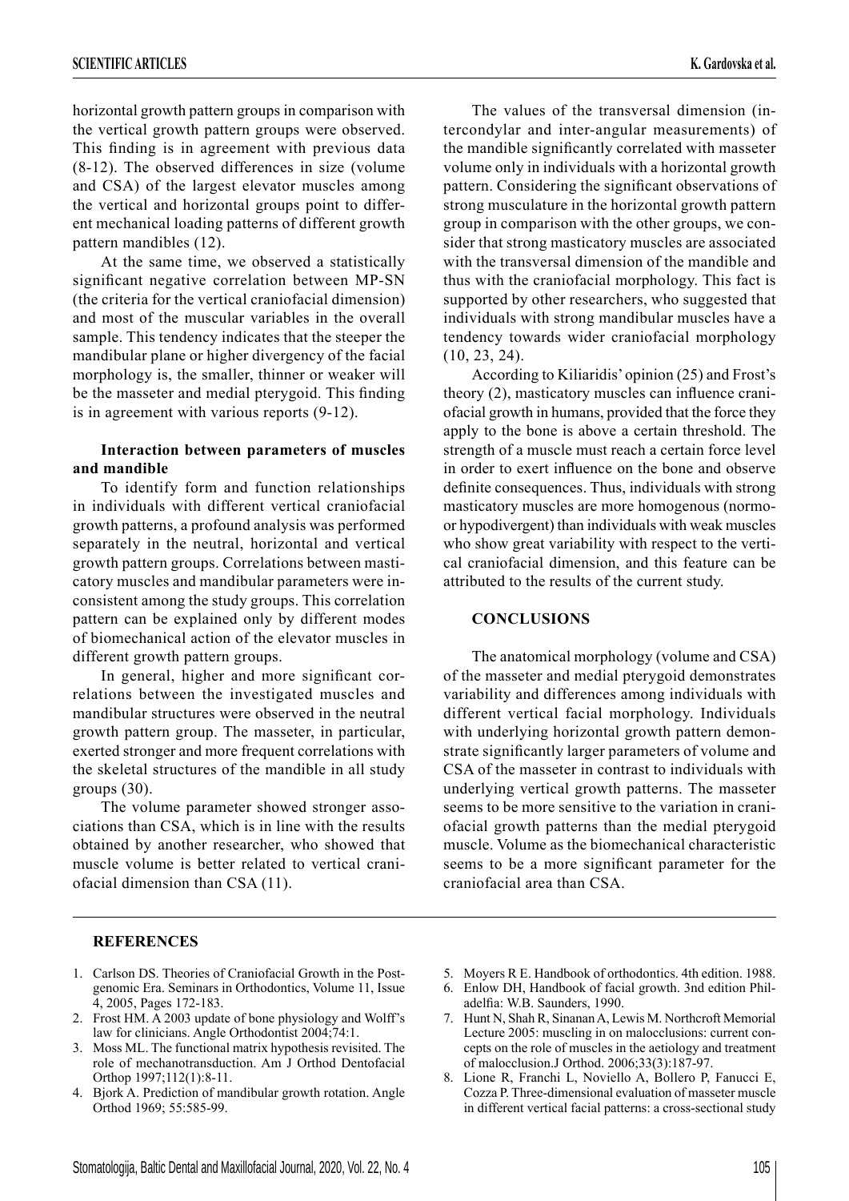horizontal growth pattern groups in comparison with the vertical growth pattern groups were observed. This finding is in agreement with previous data (8-12). The observed differences in size (volume and CSA) of the largest elevator muscles among the vertical and horizontal groups point to different mechanical loading patterns of different growth pattern mandibles (12).

At the same time, we observed a statistically significant negative correlation between MP-SN (the criteria for the vertical craniofacial dimension) and most of the muscular variables in the overall sample. This tendency indicates that the steeper the mandibular plane or higher divergency of the facial morphology is, the smaller, thinner or weaker will be the masseter and medial pterygoid. This finding is in agreement with various reports (9-12).

### Interaction between parameters of muscles and mandible

To identify form and function relationships in individuals with different vertical craniofacial growth patterns, a profound analysis was performed separately in the neutral, horizontal and vertical growth pattern groups. Correlations between masticatory muscles and mandibular parameters were inconsistent among the study groups. This correlation pattern can be explained only by different modes of biomechanical action of the elevator muscles in different growth pattern groups.

In general, higher and more significant correlations between the investigated muscles and mandibular structures were observed in the neutral growth pattern group. The masseter, in particular, exerted stronger and more frequent correlations with the skeletal structures of the mandible in all study groups (30).

The volume parameter showed stronger associations than CSA, which is in line with the results obtained by another researcher, who showed that muscle volume is better related to vertical craniofacial dimension than CSA (11).

The values of the transversal dimension (intercondylar and inter-angular measurements) of the mandible significantly correlated with masseter volume only in individuals with a horizontal growth pattern. Considering the significant observations of strong musculature in the horizontal growth pattern group in comparison with the other groups, we consider that strong masticatory muscles are associated with the transversal dimension of the mandible and thus with the craniofacial morphology. This fact is supported by other researchers, who suggested that individuals with strong mandibular muscles have a tendency towards wider craniofacial morphology (10, 23, 24).

According to Kiliaridis' opinion (25) and Frost's theory (2), masticatory muscles can influence craniofacial growth in humans, provided that the force they apply to the bone is above a certain threshold. The strength of a muscle must reach a certain force level in order to exert influence on the bone and observe definite consequences. Thus, individuals with strong masticatory muscles are more homogenous (normo- or hypodivergent) than individuals with weak muscles who show great variability with respect to the vertical craniofacial dimension, and this feature can be attributed to the results of the current study.

## CONCLUSIONS

The anatomical morphology (volume and CSA) of the masseter and medial pterygoid demonstrates variability and differences among individuals with different vertical facial morphology. Individuals with underlying horizontal growth pattern demonstrate significantly larger parameters of volume and CSA of the masseter in contrast to individuals with underlying vertical growth patterns. The masseter seems to be more sensitive to the variation in craniofacial growth patterns than the medial pterygoid muscle. Volume as the biomechanical characteristic seems to be a more significant parameter for the craniofacial area than CSA.

## REFERENCES

1. Carlson DS. Theories of Craniofacial Growth in the Postgenomic Era. Seminars in Orthodontics, Volume 11, Issue 4, 2005, Pages 172-183.
2. Frost HM. A 2003 update of bone physiology and Wolff's law for clinicians. Angle Orthodontist 2004;74:1.
3. Moss ML. The functional matrix hypothesis revisited. The role of mechanotransduction. Am J Orthod Dentofacial Orthop 1997;112(1):8-11.
4. Bjork A. Prediction of mandibular growth rotation. Angle Orthod 1969; 55:585-99.
5. Moyers R E. Handbook of orthodontics. 4th edition. 1988.
6. Enlow DH, Handbook of facial growth. 3nd edition Philadelfia: W.B. Saunders, 1990.
7. Hunt N, Shah R, Sinanan A, Lewis M. Northcroft Memorial Lecture 2005: muscling in on malocclusions: current concepts on the role of muscles in the aetiology and treatment of malocclusion.J Orthod. 2006;33(3):187-97.
8. Lione R, Franchi L, Noviello A, Bollero P, Fanucci E, Cozza P. Three-dimensional evaluation of masseter muscle in different vertical facial patterns: a cross-sectional study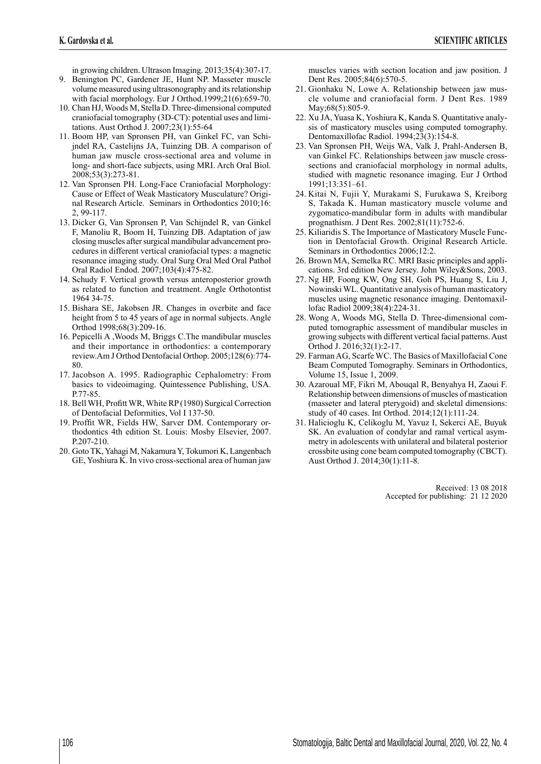in growing children. Ultrason Imaging. 2013;35(4):307-17.

9. Benington PC, Gardener JE, Hunt NP. Masseter muscle volume measured using ultrasonography and its relationship with facial morphology. Eur J Orthod.1999;21(6):659-70.
10. Chan HJ, Woods M, Stella D. Three-dimensional computed craniofacial tomography (3D-CT): potential uses and limitations. Aust Orthod J. 2007;23(1):55-64
11. Boom HP, van Spronsen PH, van Ginkel FC, van Schijndel RA, Castelijns JA, Tuinzing DB. A comparison of human jaw muscle cross-sectional area and volume in long- and short-face subjects, using MRI. Arch Oral Biol. 2008;53(3):273-81.
12. Van Spronsen PH. Long-Face Craniofacial Morphology: Cause or Effect of Weak Masticatory Musculature? Original Research Article. Seminars in Orthodontics 2010;16: 2, 99-117.
13. Dicker G, Van Spronsen P, Van Schijndel R, van Ginkel F, Manoliu R, Boom H, Tuinzing DB. Adaptation of jaw closing muscles after surgical mandibular advancement procedures in different vertical craniofacial types: a magnetic resonance imaging study. Oral Surg Oral Med Oral Pathol Oral Radiol Endod. 2007;103(4):475-82.
14. Schudy F. Vertical growth versus anteroposterior growth as related to function and treatment. Angle Orthotontist 1964 34-75.
15. Bishara SE, Jakobsen JR. Changes in overbite and face height from 5 to 45 years of age in normal subjects. Angle Orthod 1998;68(3):209-16.
16. Pepicelli A ,Woods M, Briggs C.The mandibular muscles and their importance in orthodontics: a contemporary review.Am J Orthod Dentofacial Orthop. 2005;128(6):774-80.
17. Jacobson A. 1995. Radiographic Cephalometry: From basics to videoimaging. Quintessence Publishing, USA. P.77-85.
18. Bell WH, Profitt WR, White RP (1980) Surgical Correction of Dentofacial Deformities, Vol I 137-50.
19. Proffit WR, Fields HW, Sarver DM. Contemporary orthodontics 4th edition St. Louis: Mosby Elsevier, 2007. P.207-210.
20. Goto TK, Yahagi M, Nakamura Y, Tokumori K, Langenbach GE, Yoshiura K. In vivo cross-sectional area of human jaw muscles varies with section location and jaw position. J Dent Res. 2005;84(6):570-5.
21. Gionhaku N, Lowe A. Relationship between jaw muscle volume and craniofacial form. J Dent Res. 1989 May;68(5):805-9.
22. Xu JA, Yuasa K, Yoshiura K, Kanda S. Quantitative analysis of masticatory muscles using computed tomography. Dentomaxillofac Radiol. 1994;23(3):154-8.
23. Van Spronsen PH, Weijs WA, Valk J, Prahl-Andersen B, van Ginkel FC. Relationships between jaw muscle cross-sections and craniofacial morphology in normal adults, studied with magnetic resonance imaging. Eur J Orthod 1991;13:351–61.
24. Kitai N, Fujii Y, Murakami S, Furukawa S, Kreiborg S, Takada K. Human masticatory muscle volume and zygomatico-mandibular form in adults with mandibular prognathism. J Dent Res. 2002;81(11):752-6.
25. Kiliaridis S. The Importance of Masticatory Muscle Function in Dentofacial Growth. Original Research Article. Seminars in Orthodontics 2006;12:2.
26. Brown MA, Semelka RC. MRI Basic principles and applications. 3rd edition New Jersey. John Wiley&Sons, 2003.
27. Ng HP, Foong KW, Ong SH, Goh PS, Huang S, Liu J, Nowinski WL. Quantitative analysis of human masticatory muscles using magnetic resonance imaging. Dentomaxillofac Radiol 2009;38(4):224-31.
28. Wong A, Woods MG, Stella D. Three-dimensional computed tomographic assessment of mandibular muscles in growing subjects with different vertical facial patterns. Aust Orthod J. 2016;32(1):2-17.
29. Farman AG, Scarfe WC. The Basics of Maxillofacial Cone Beam Computed Tomography. Seminars in Orthodontics, Volume 15, Issue 1, 2009.
30. Azaroual MF, Fikri M, Abouqal R, Benyahya H, Zaoui F. Relationship between dimensions of muscles of mastication (masseter and lateral pterygoid) and skeletal dimensions: study of 40 cases. Int Orthod. 2014;12(1):111-24.
31. Halicioglu K, Celikoglu M, Yavuz I, Sekerci AE, Buyuk SK. An evaluation of condylar and ramal vertical asymmetry in adolescents with unilateral and bilateral posterior crossbite using cone beam computed tomography (CBCT). Aust Orthod J. 2014;30(1):11-8.

Received: 13 08 2018
Accepted for publishing: 21 12 2020